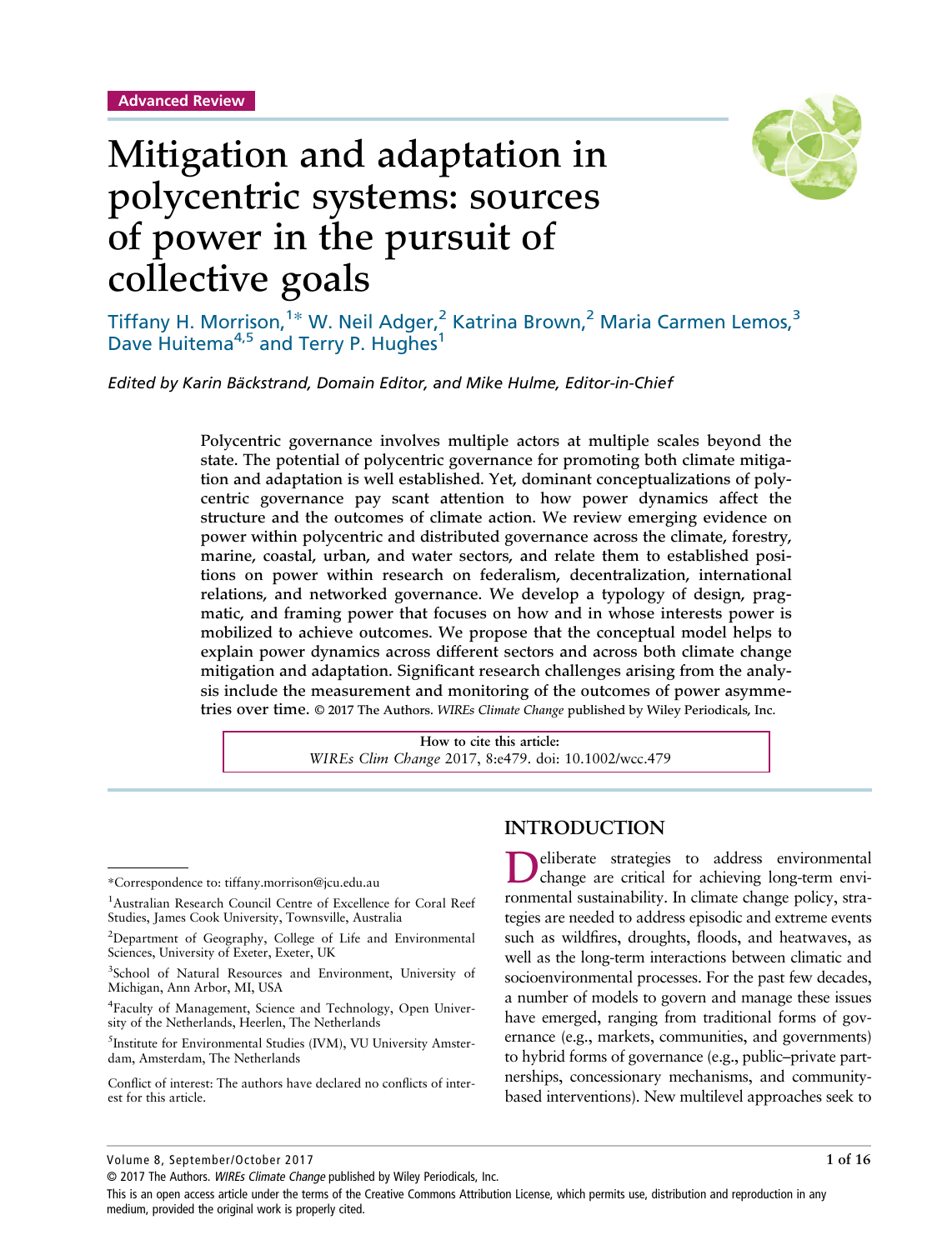Advanced Review

# Mitigation and adaptation in polycentric systems: sources of power in the pursuit of collective goals

Tiffany H. Morrison,[1*] W. Neil Adger,[2] Katrina Brown,[2] Maria Carmen Lemos,[3] Dave Huitema[4,5] and Terry P. Hughes[1]

*Edited by Karin Bäckstrand, Domain Editor, and Mike Hulme, Editor-in-Chief*

Polycentric governance involves multiple actors at multiple scales beyond the state. The potential of polycentric governance for promoting both climate mitigation and adaptation is well established. Yet, dominant conceptualizations of polycentric governance pay scant attention to how power dynamics affect the structure and the outcomes of climate action. We review emerging evidence on power within polycentric and distributed governance across the climate, forestry, marine, coastal, urban, and water sectors, and relate them to established positions on power within research on federalism, decentralization, international relations, and networked governance. We develop a typology of design, pragmatic, and framing power that focuses on how and in whose interests power is mobilized to achieve outcomes. We propose that the conceptual model helps to explain power dynamics across different sectors and across both climate change mitigation and adaptation. Significant research challenges arising from the analysis include the measurement and monitoring of the outcomes of power asymmetries over time. © 2017 The Authors. *WIREs Climate Change* published by Wiley Periodicals, Inc.

How to cite this article:
*WIREs Clim Change* 2017, 8:e479. doi: 10.1002/wcc.479

## INTRODUCTION

Deliberate strategies to address environmental change are critical for achieving long-term environmental sustainability. In climate change policy, strategies are needed to address episodic and extreme events such as wildfires, droughts, floods, and heatwaves, as well as the long-term interactions between climatic and socioenvironmental processes. For the past few decades, a number of models to govern and manage these issues have emerged, ranging from traditional forms of governance (e.g., markets, communities, and governments) to hybrid forms of governance (e.g., public–private partnerships, concessionary mechanisms, and community-based interventions). New multilevel approaches seek to

---

*Correspondence to: tiffany.morrison@jcu.edu.au

[1] Australian Research Council Centre of Excellence for Coral Reef Studies, James Cook University, Townsville, Australia

[2] Department of Geography, College of Life and Environmental Sciences, University of Exeter, Exeter, UK

[3] School of Natural Resources and Environment, University of Michigan, Ann Arbor, MI, USA

[4] Faculty of Management, Science and Technology, Open University of the Netherlands, Heerlen, The Netherlands

[5] Institute for Environmental Studies (IVM), VU University Amsterdam, Amsterdam, The Netherlands

Conflict of interest: The authors have declared no conflicts of interest for this article.

This is an open access article under the terms of the Creative Commons Attribution License, which permits use, distribution and reproduction in any medium, provided the original work is properly cited.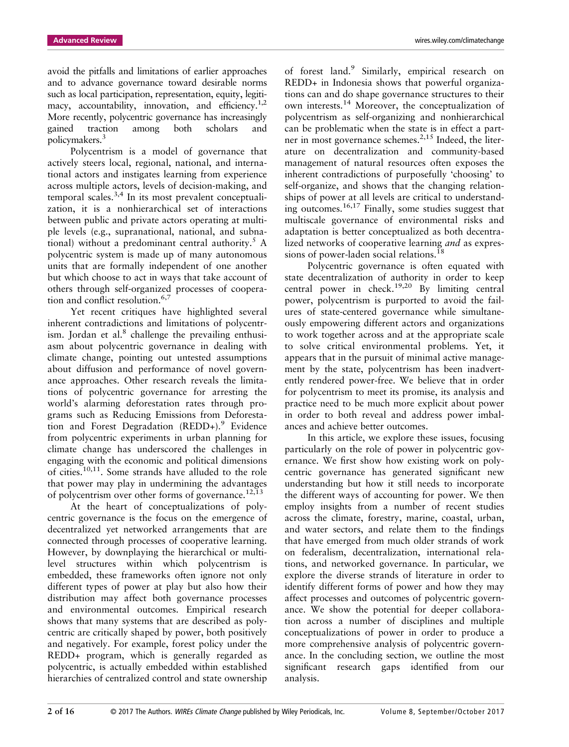avoid the pitfalls and limitations of earlier approaches and to advance governance toward desirable norms such as local participation, representation, equity, legitimacy, accountability, innovation, and efficiency.[1,2] More recently, polycentric governance has increasingly gained traction among both scholars and policymakers.[3]

Polycentrism is a model of governance that actively steers local, regional, national, and international actors and instigates learning from experience across multiple actors, levels of decision-making, and temporal scales.[3,4] In its most prevalent conceptualization, it is a nonhierarchical set of interactions between public and private actors operating at multiple levels (e.g., supranational, national, and subnational) without a predominant central authority.[5] A polycentric system is made up of many autonomous units that are formally independent of one another but which choose to act in ways that take account of others through self-organized processes of cooperation and conflict resolution.[6,7]

Yet recent critiques have highlighted several inherent contradictions and limitations of polycentrism. Jordan et al.[8] challenge the prevailing enthusiasm about polycentric governance in dealing with climate change, pointing out untested assumptions about diffusion and performance of novel governance approaches. Other research reveals the limitations of polycentric governance for arresting the world's alarming deforestation rates through programs such as Reducing Emissions from Deforestation and Forest Degradation (REDD+).[9] Evidence from polycentric experiments in urban planning for climate change has underscored the challenges in engaging with the economic and political dimensions of cities.[10,11]. Some strands have alluded to the role that power may play in undermining the advantages of polycentrism over other forms of governance.[12,13]

At the heart of conceptualizations of polycentric governance is the focus on the emergence of decentralized yet networked arrangements that are connected through processes of cooperative learning. However, by downplaying the hierarchical or multilevel structures within which polycentrism is embedded, these frameworks often ignore not only different types of power at play but also how their distribution may affect both governance processes and environmental outcomes. Empirical research shows that many systems that are described as polycentric are critically shaped by power, both positively and negatively. For example, forest policy under the REDD+ program, which is generally regarded as polycentric, is actually embedded within established hierarchies of centralized control and state ownership of forest land.[9] Similarly, empirical research on REDD+ in Indonesia shows that powerful organizations can and do shape governance structures to their own interests.[14] Moreover, the conceptualization of polycentrism as self-organizing and nonhierarchical can be problematic when the state is in effect a partner in most governance schemes.[2,15] Indeed, the literature on decentralization and community-based management of natural resources often exposes the inherent contradictions of purposefully 'choosing' to self-organize, and shows that the changing relationships of power at all levels are critical to understanding outcomes.[16,17] Finally, some studies suggest that multiscale governance of environmental risks and adaptation is better conceptualized as both decentralized networks of cooperative learning *and* as expressions of power-laden social relations.[18]

Polycentric governance is often equated with state decentralization of authority in order to keep central power in check.[19,20] By limiting central power, polycentrism is purported to avoid the failures of state-centered governance while simultaneously empowering different actors and organizations to work together across and at the appropriate scale to solve critical environmental problems. Yet, it appears that in the pursuit of minimal active management by the state, polycentrism has been inadvertently rendered power-free. We believe that in order for polycentrism to meet its promise, its analysis and practice need to be much more explicit about power in order to both reveal and address power imbalances and achieve better outcomes.

In this article, we explore these issues, focusing particularly on the role of power in polycentric governance. We first show how existing work on polycentric governance has generated significant new understanding but how it still needs to incorporate the different ways of accounting for power. We then employ insights from a number of recent studies across the climate, forestry, marine, coastal, urban, and water sectors, and relate them to the findings that have emerged from much older strands of work on federalism, decentralization, international relations, and networked governance. In particular, we explore the diverse strands of literature in order to identify different forms of power and how they may affect processes and outcomes of polycentric governance. We show the potential for deeper collaboration across a number of disciplines and multiple conceptualizations of power in order to produce a more comprehensive analysis of polycentric governance. In the concluding section, we outline the most significant research gaps identified from our analysis.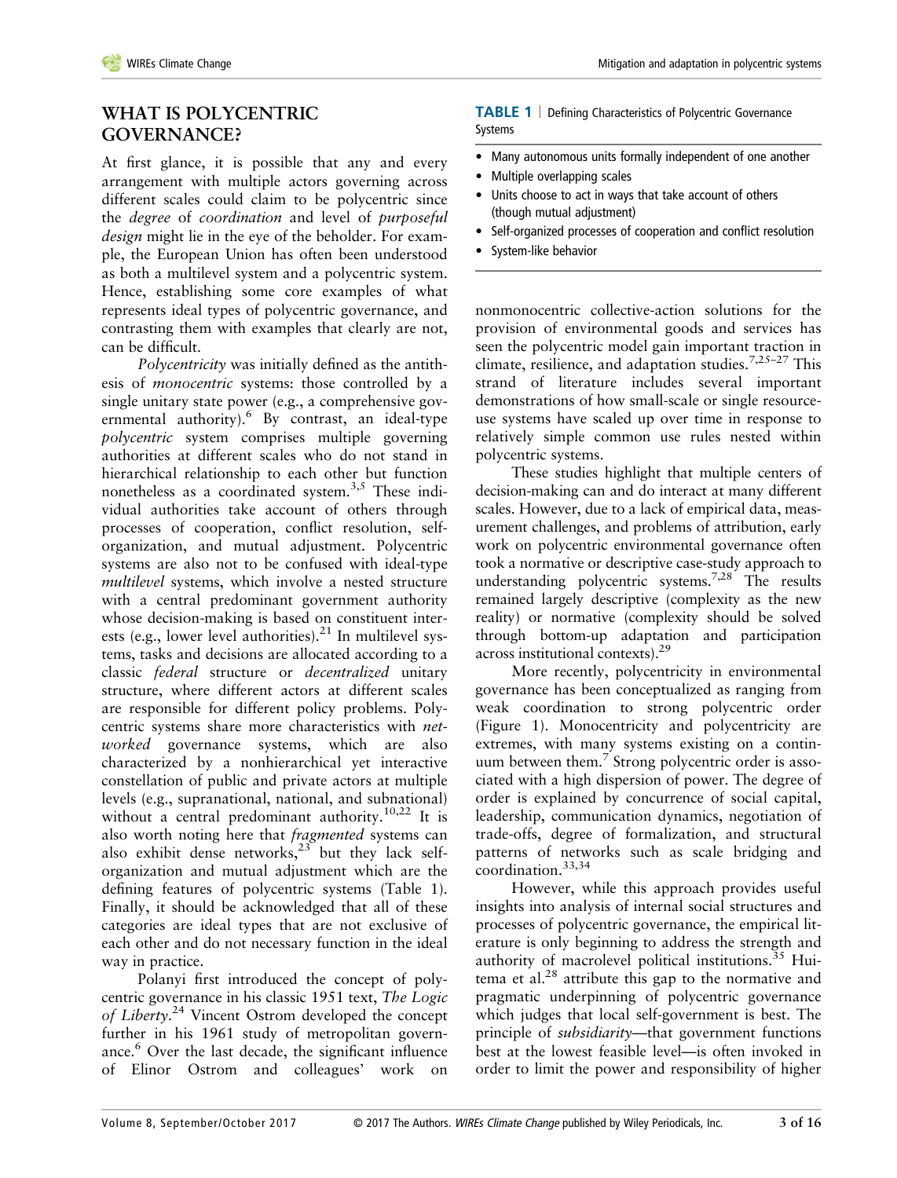## WHAT IS POLYCENTRIC GOVERNANCE?

At first glance, it is possible that any and every arrangement with multiple actors governing across different scales could claim to be polycentric since the *degree* of *coordination* and level of *purposeful design* might lie in the eye of the beholder. For example, the European Union has often been understood as both a multilevel system and a polycentric system. Hence, establishing some core examples of what represents ideal types of polycentric governance, and contrasting them with examples that clearly are not, can be difficult.

*Polycentricity* was initially defined as the antithesis of *monocentric* systems: those controlled by a single unitary state power (e.g., a comprehensive governmental authority).[6] By contrast, an ideal-type *polycentric* system comprises multiple governing authorities at different scales who do not stand in hierarchical relationship to each other but function nonetheless as a coordinated system.[3,5] These individual authorities take account of others through processes of cooperation, conflict resolution, self-organization, and mutual adjustment. Polycentric systems are also not to be confused with ideal-type *multilevel* systems, which involve a nested structure with a central predominant government authority whose decision-making is based on constituent interests (e.g., lower level authorities).[21] In multilevel systems, tasks and decisions are allocated according to a classic *federal* structure or *decentralized* unitary structure, where different actors at different scales are responsible for different policy problems. Polycentric systems share more characteristics with *networked* governance systems, which are also characterized by a nonhierarchical yet interactive constellation of public and private actors at multiple levels (e.g., supranational, national, and subnational) without a central predominant authority.[10,22] It is also worth noting here that *fragmented* systems can also exhibit dense networks,[23] but they lack self-organization and mutual adjustment which are the defining features of polycentric systems (Table 1). Finally, it should be acknowledged that all of these categories are ideal types that are not exclusive of each other and do not necessary function in the ideal way in practice.

Polanyi first introduced the concept of polycentric governance in his classic 1951 text, *The Logic of Liberty*.[24] Vincent Ostrom developed the concept further in his 1961 study of metropolitan governance.[6] Over the last decade, the significant influence of Elinor Ostrom and colleagues' work on nonmonocentric collective-action solutions for the provision of environmental goods and services has seen the polycentric model gain important traction in climate, resilience, and adaptation studies.[7,25–27] This strand of literature includes several important demonstrations of how small-scale or single resource-use systems have scaled up over time in response to relatively simple common use rules nested within polycentric systems.

**TABLE 1** | Defining Characteristics of Polycentric Governance Systems

- Many autonomous units formally independent of one another
- Multiple overlapping scales
- Units choose to act in ways that take account of others (though mutual adjustment)
- Self-organized processes of cooperation and conflict resolution
- System-like behavior

These studies highlight that multiple centers of decision-making can and do interact at many different scales. However, due to a lack of empirical data, measurement challenges, and problems of attribution, early work on polycentric environmental governance often took a normative or descriptive case-study approach to understanding polycentric systems.[7,28] The results remained largely descriptive (complexity as the new reality) or normative (complexity should be solved through bottom-up adaptation and participation across institutional contexts).[29]

More recently, polycentricity in environmental governance has been conceptualized as ranging from weak coordination to strong polycentric order (Figure 1). Monocentricity and polycentricity are extremes, with many systems existing on a continuum between them.[7] Strong polycentric order is associated with a high dispersion of power. The degree of order is explained by concurrence of social capital, leadership, communication dynamics, negotiation of trade-offs, degree of formalization, and structural patterns of networks such as scale bridging and coordination.[33,34]

However, while this approach provides useful insights into analysis of internal social structures and processes of polycentric governance, the empirical literature is only beginning to address the strength and authority of macrolevel political institutions.[35] Huitema et al.[28] attribute this gap to the normative and pragmatic underpinning of polycentric governance which judges that local self-government is best. The principle of *subsidiarity*—that government functions best at the lowest feasible level—is often invoked in order to limit the power and responsibility of higher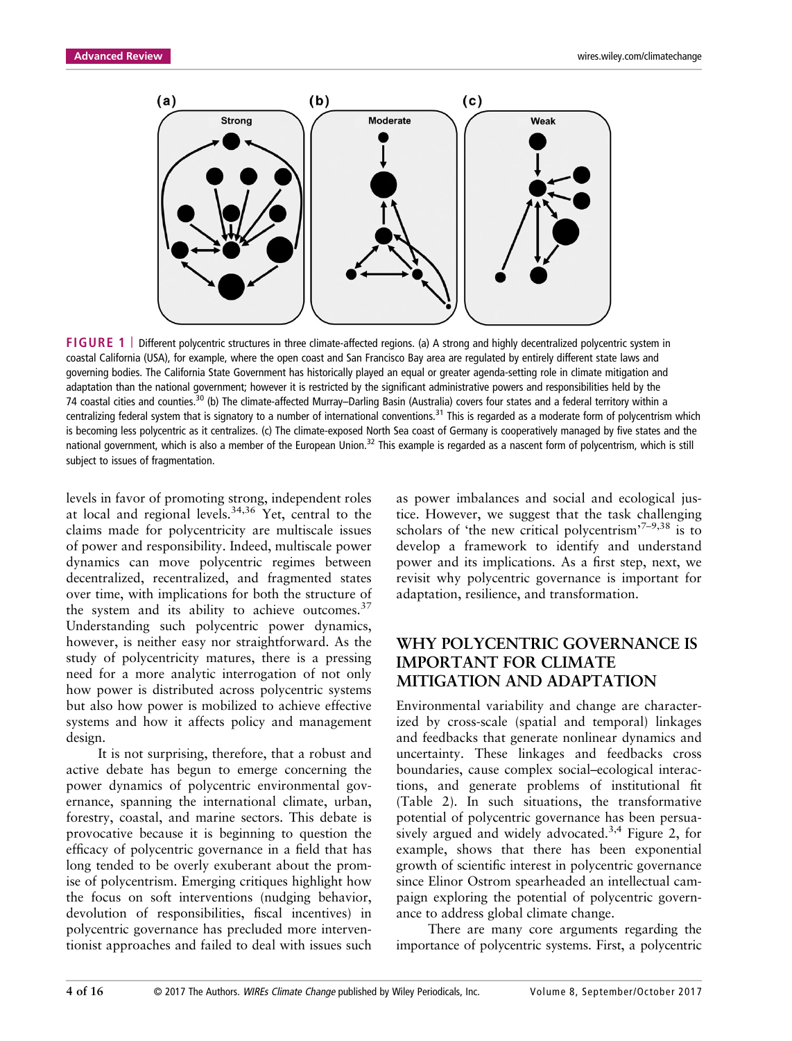FIGURE 1 | Different polycentric structures in three climate-affected regions. (a) A strong and highly decentralized polycentric system in coastal California (USA), for example, where the open coast and San Francisco Bay area are regulated by entirely different state laws and governing bodies. The California State Government has historically played an equal or greater agenda-setting role in climate mitigation and adaptation than the national government; however it is restricted by the significant administrative powers and responsibilities held by the 74 coastal cities and counties.[30] (b) The climate-affected Murray–Darling Basin (Australia) covers four states and a federal territory within a centralizing federal system that is signatory to a number of international conventions.[31] This is regarded as a moderate form of polycentrism which is becoming less polycentric as it centralizes. (c) The climate-exposed North Sea coast of Germany is cooperatively managed by five states and the national government, which is also a member of the European Union.[32] This example is regarded as a nascent form of polycentrism, which is still subject to issues of fragmentation.

levels in favor of promoting strong, independent roles at local and regional levels.[34,36] Yet, central to the claims made for polycentricity are multiscale issues of power and responsibility. Indeed, multiscale power dynamics can move polycentric regimes between decentralized, recentralized, and fragmented states over time, with implications for both the structure of the system and its ability to achieve outcomes.[37] Understanding such polycentric power dynamics, however, is neither easy nor straightforward. As the study of polycentricity matures, there is a pressing need for a more analytic interrogation of not only how power is distributed across polycentric systems but also how power is mobilized to achieve effective systems and how it affects policy and management design.

It is not surprising, therefore, that a robust and active debate has begun to emerge concerning the power dynamics of polycentric environmental governance, spanning the international climate, urban, forestry, coastal, and marine sectors. This debate is provocative because it is beginning to question the efficacy of polycentric governance in a field that has long tended to be overly exuberant about the promise of polycentrism. Emerging critiques highlight how the focus on soft interventions (nudging behavior, devolution of responsibilities, fiscal incentives) in polycentric governance has precluded more interventionist approaches and failed to deal with issues such as power imbalances and social and ecological justice. However, we suggest that the task challenging scholars of 'the new critical polycentrism'[7–9,38] is to develop a framework to identify and understand power and its implications. As a first step, next, we revisit why polycentric governance is important for adaptation, resilience, and transformation.

## WHY POLYCENTRIC GOVERNANCE IS IMPORTANT FOR CLIMATE MITIGATION AND ADAPTATION

Environmental variability and change are characterized by cross-scale (spatial and temporal) linkages and feedbacks that generate nonlinear dynamics and uncertainty. These linkages and feedbacks cross boundaries, cause complex social–ecological interactions, and generate problems of institutional fit (Table 2). In such situations, the transformative potential of polycentric governance has been persuasively argued and widely advocated.[3,4] Figure 2, for example, shows that there has been exponential growth of scientific interest in polycentric governance since Elinor Ostrom spearheaded an intellectual campaign exploring the potential of polycentric governance to address global climate change.

There are many core arguments regarding the importance of polycentric systems. First, a polycentric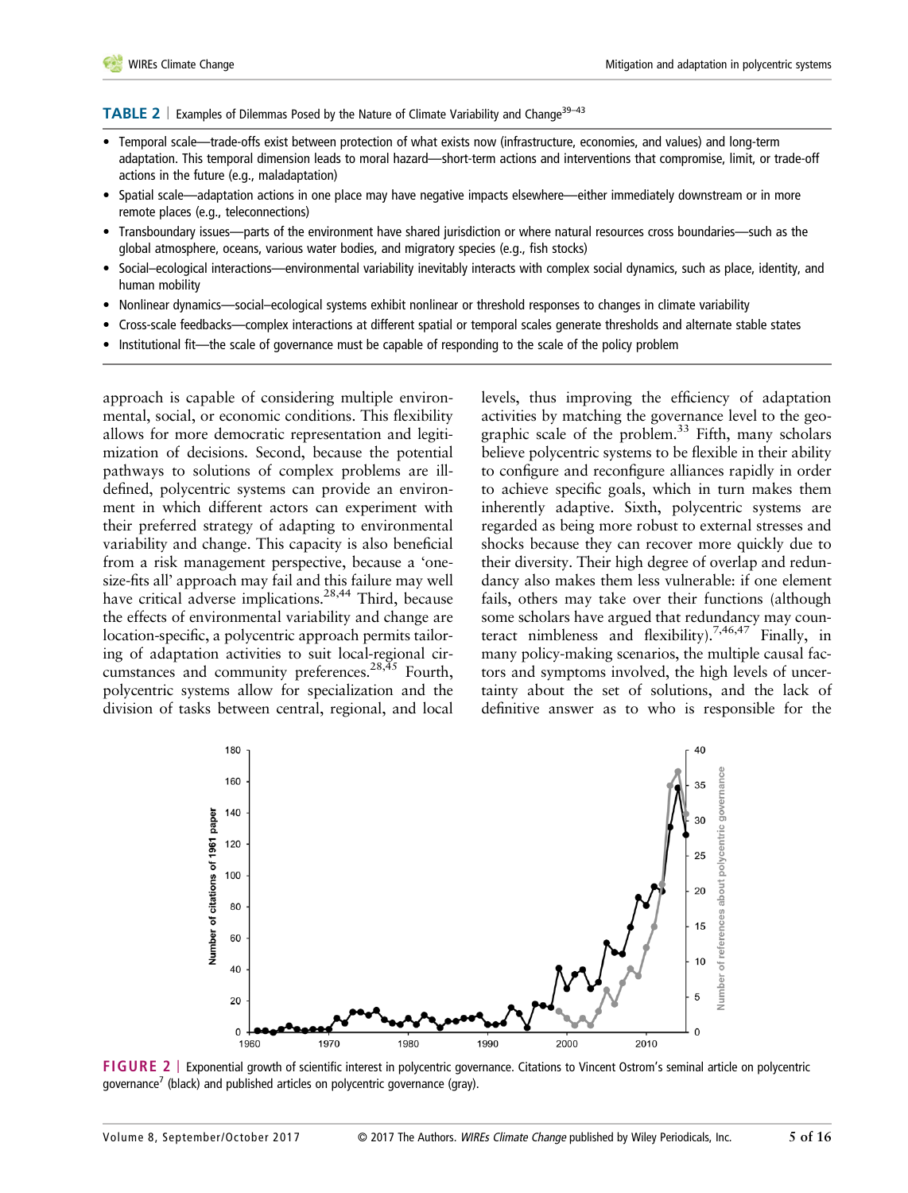**TABLE 2** | Examples of Dilemmas Posed by the Nature of Climate Variability and Change[39–43]

- Temporal scale—trade-offs exist between protection of what exists now (infrastructure, economies, and values) and long-term adaptation. This temporal dimension leads to moral hazard—short-term actions and interventions that compromise, limit, or trade-off actions in the future (e.g., maladaptation)
- Spatial scale—adaptation actions in one place may have negative impacts elsewhere—either immediately downstream or in more remote places (e.g., teleconnections)
- Transboundary issues—parts of the environment have shared jurisdiction or where natural resources cross boundaries—such as the global atmosphere, oceans, various water bodies, and migratory species (e.g., fish stocks)
- Social–ecological interactions—environmental variability inevitably interacts with complex social dynamics, such as place, identity, and human mobility
- Nonlinear dynamics—social–ecological systems exhibit nonlinear or threshold responses to changes in climate variability
- Cross-scale feedbacks—complex interactions at different spatial or temporal scales generate thresholds and alternate stable states
- Institutional fit—the scale of governance must be capable of responding to the scale of the policy problem

approach is capable of considering multiple environmental, social, or economic conditions. This flexibility allows for more democratic representation and legitimization of decisions. Second, because the potential pathways to solutions of complex problems are ill-defined, polycentric systems can provide an environment in which different actors can experiment with their preferred strategy of adapting to environmental variability and change. This capacity is also beneficial from a risk management perspective, because a 'one-size-fits all' approach may fail and this failure may well have critical adverse implications.[28,44] Third, because the effects of environmental variability and change are location-specific, a polycentric approach permits tailoring of adaptation activities to suit local-regional circumstances and community preferences.[28,45] Fourth, polycentric systems allow for specialization and the division of tasks between central, regional, and local levels, thus improving the efficiency of adaptation activities by matching the governance level to the geographic scale of the problem.[33] Fifth, many scholars believe polycentric systems to be flexible in their ability to configure and reconfigure alliances rapidly in order to achieve specific goals, which in turn makes them inherently adaptive. Sixth, polycentric systems are regarded as being more robust to external stresses and shocks because they can recover more quickly due to their diversity. Their high degree of overlap and redundancy also makes them less vulnerable: if one element fails, others may take over their functions (although some scholars have argued that redundancy may counteract nimbleness and flexibility).[7,46,47] Finally, in many policy-making scenarios, the multiple causal factors and symptoms involved, the high levels of uncertainty about the set of solutions, and the lack of definitive answer as to who is responsible for the

**FIGURE 2** | Exponential growth of scientific interest in polycentric governance. Citations to Vincent Ostrom's seminal article on polycentric governance[7] (black) and published articles on polycentric governance (gray).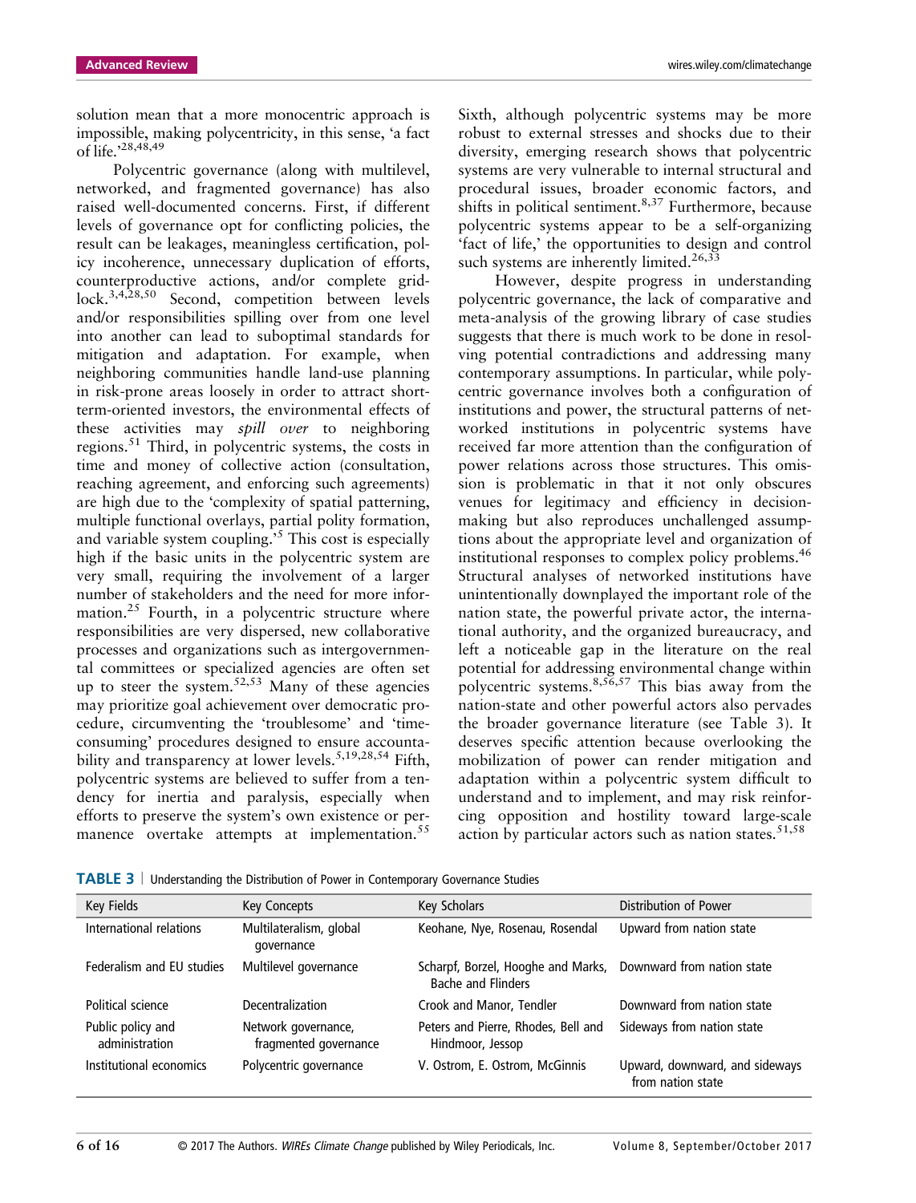solution mean that a more monocentric approach is impossible, making polycentricity, in this sense, 'a fact of life.'[28,48,49]

Polycentric governance (along with multilevel, networked, and fragmented governance) has also raised well-documented concerns. First, if different levels of governance opt for conflicting policies, the result can be leakages, meaningless certification, policy incoherence, unnecessary duplication of efforts, counterproductive actions, and/or complete gridlock.[3,4,28,50] Second, competition between levels and/or responsibilities spilling over from one level into another can lead to suboptimal standards for mitigation and adaptation. For example, when neighboring communities handle land-use planning in risk-prone areas loosely in order to attract short-term-oriented investors, the environmental effects of these activities may *spill over* to neighboring regions.[51] Third, in polycentric systems, the costs in time and money of collective action (consultation, reaching agreement, and enforcing such agreements) are high due to the 'complexity of spatial patterning, multiple functional overlays, partial polity formation, and variable system coupling.'[5] This cost is especially high if the basic units in the polycentric system are very small, requiring the involvement of a larger number of stakeholders and the need for more information.[25] Fourth, in a polycentric structure where responsibilities are very dispersed, new collaborative processes and organizations such as intergovernmental committees or specialized agencies are often set up to steer the system.[52,53] Many of these agencies may prioritize goal achievement over democratic procedure, circumventing the 'troublesome' and 'time-consuming' procedures designed to ensure accountability and transparency at lower levels.[5,19,28,54] Fifth, polycentric systems are believed to suffer from a tendency for inertia and paralysis, especially when efforts to preserve the system's own existence or permanence overtake attempts at implementation.[55] Sixth, although polycentric systems may be more robust to external stresses and shocks due to their diversity, emerging research shows that polycentric systems are very vulnerable to internal structural and procedural issues, broader economic factors, and shifts in political sentiment.[8,37] Furthermore, because polycentric systems appear to be a self-organizing 'fact of life,' the opportunities to design and control such systems are inherently limited.[26,33]

However, despite progress in understanding polycentric governance, the lack of comparative and meta-analysis of the growing library of case studies suggests that there is much work to be done in resolving potential contradictions and addressing many contemporary assumptions. In particular, while polycentric governance involves both a configuration of institutions and power, the structural patterns of networked institutions in polycentric systems have received far more attention than the configuration of power relations across those structures. This omission is problematic in that it not only obscures venues for legitimacy and efficiency in decision-making but also reproduces unchallenged assumptions about the appropriate level and organization of institutional responses to complex policy problems.[46] Structural analyses of networked institutions have unintentionally downplayed the important role of the nation state, the powerful private actor, the international authority, and the organized bureaucracy, and left a noticeable gap in the literature on the real potential for addressing environmental change within polycentric systems.[8,56,57] This bias away from the nation-state and other powerful actors also pervades the broader governance literature (see Table 3). It deserves specific attention because overlooking the mobilization of power can render mitigation and adaptation within a polycentric system difficult to understand and to implement, and may risk reinforcing opposition and hostility toward large-scale action by particular actors such as nation states.[51,58]

**TABLE 3** | Understanding the Distribution of Power in Contemporary Governance Studies

| Key Fields | Key Concepts | Key Scholars | Distribution of Power |
|---|---|---|---|
| International relations | Multilateralism, global governance | Keohane, Nye, Rosenau, Rosendal | Upward from nation state |
| Federalism and EU studies | Multilevel governance | Scharpf, Borzel, Hooghe and Marks, Bache and Flinders | Downward from nation state |
| Political science | Decentralization | Crook and Manor, Tendler | Downward from nation state |
| Public policy and administration | Network governance, fragmented governance | Peters and Pierre, Rhodes, Bell and Hindmoor, Jessop | Sideways from nation state |
| Institutional economics | Polycentric governance | V. Ostrom, E. Ostrom, McGinnis | Upward, downward, and sideways from nation state |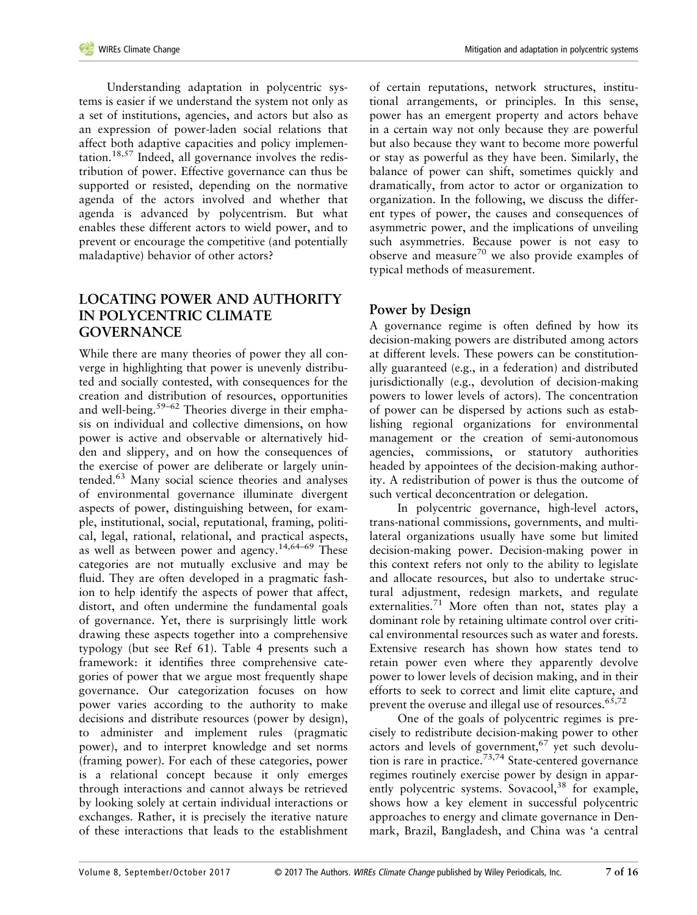Understanding adaptation in polycentric systems is easier if we understand the system not only as a set of institutions, agencies, and actors but also as an expression of power-laden social relations that affect both adaptive capacities and policy implementation.[18,57] Indeed, all governance involves the redistribution of power. Effective governance can thus be supported or resisted, depending on the normative agenda of the actors involved and whether that agenda is advanced by polycentrism. But what enables these different actors to wield power, and to prevent or encourage the competitive (and potentially maladaptive) behavior of other actors?

## LOCATING POWER AND AUTHORITY IN POLYCENTRIC CLIMATE GOVERNANCE

While there are many theories of power they all converge in highlighting that power is unevenly distributed and socially contested, with consequences for the creation and distribution of resources, opportunities and well-being.[59–62] Theories diverge in their emphasis on individual and collective dimensions, on how power is active and observable or alternatively hidden and slippery, and on how the consequences of the exercise of power are deliberate or largely unintended.[63] Many social science theories and analyses of environmental governance illuminate divergent aspects of power, distinguishing between, for example, institutional, social, reputational, framing, political, legal, rational, relational, and practical aspects, as well as between power and agency.[14,64–69] These categories are not mutually exclusive and may be fluid. They are often developed in a pragmatic fashion to help identify the aspects of power that affect, distort, and often undermine the fundamental goals of governance. Yet, there is surprisingly little work drawing these aspects together into a comprehensive typology (but see Ref 61). Table 4 presents such a framework: it identifies three comprehensive categories of power that we argue most frequently shape governance. Our categorization focuses on how power varies according to the authority to make decisions and distribute resources (power by design), to administer and implement rules (pragmatic power), and to interpret knowledge and set norms (framing power). For each of these categories, power is a relational concept because it only emerges through interactions and cannot always be retrieved by looking solely at certain individual interactions or exchanges. Rather, it is precisely the iterative nature of these interactions that leads to the establishment of certain reputations, network structures, institutional arrangements, or principles. In this sense, power has an emergent property and actors behave in a certain way not only because they are powerful but also because they want to become more powerful or stay as powerful as they have been. Similarly, the balance of power can shift, sometimes quickly and dramatically, from actor to actor or organization to organization. In the following, we discuss the different types of power, the causes and consequences of asymmetric power, and the implications of unveiling such asymmetries. Because power is not easy to observe and measure[70] we also provide examples of typical methods of measurement.

### Power by Design

A governance regime is often defined by how its decision-making powers are distributed among actors at different levels. These powers can be constitutionally guaranteed (e.g., in a federation) and distributed jurisdictionally (e.g., devolution of decision-making powers to lower levels of actors). The concentration of power can be dispersed by actions such as establishing regional organizations for environmental management or the creation of semi-autonomous agencies, commissions, or statutory authorities headed by appointees of the decision-making authority. A redistribution of power is thus the outcome of such vertical deconcentration or delegation.

In polycentric governance, high-level actors, trans-national commissions, governments, and multilateral organizations usually have some but limited decision-making power. Decision-making power in this context refers not only to the ability to legislate and allocate resources, but also to undertake structural adjustment, redesign markets, and regulate externalities.[71] More often than not, states play a dominant role by retaining ultimate control over critical environmental resources such as water and forests. Extensive research has shown how states tend to retain power even where they apparently devolve power to lower levels of decision making, and in their efforts to seek to correct and limit elite capture, and prevent the overuse and illegal use of resources.[65,72]

One of the goals of polycentric regimes is precisely to redistribute decision-making power to other actors and levels of government,[67] yet such devolution is rare in practice.[73,74] State-centered governance regimes routinely exercise power by design in apparently polycentric systems. Sovacool,[38] for example, shows how a key element in successful polycentric approaches to energy and climate governance in Denmark, Brazil, Bangladesh, and China was 'a central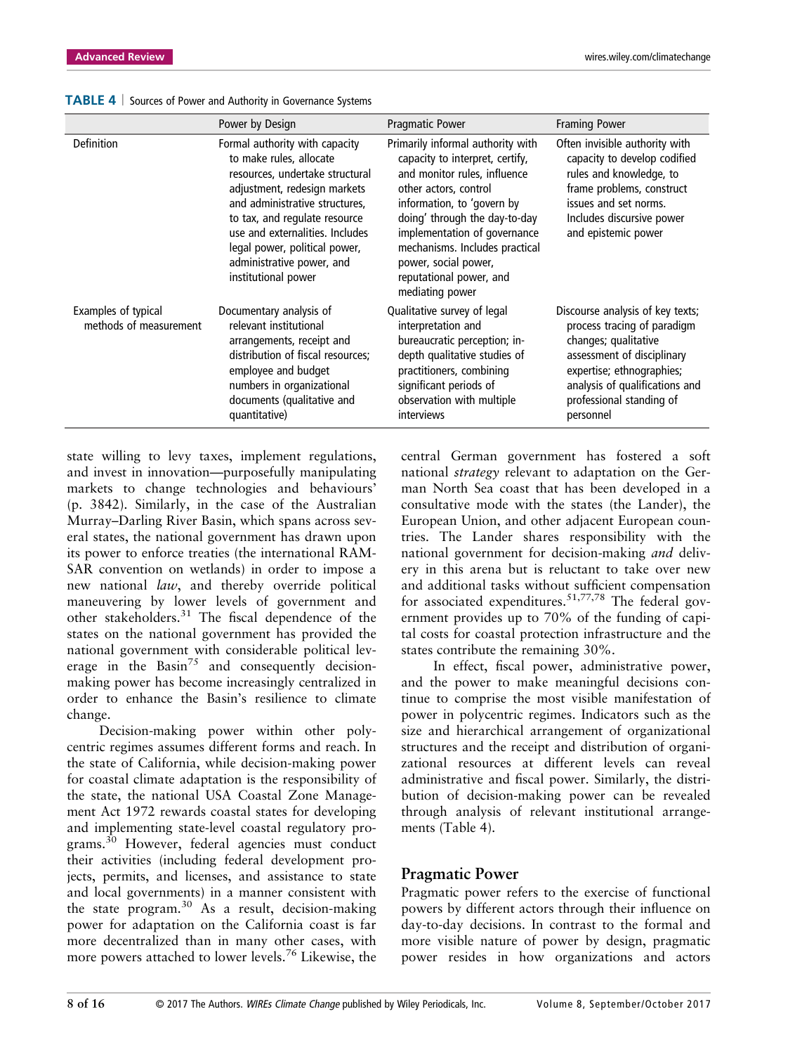**TABLE 4** | Sources of Power and Authority in Governance Systems

| | Power by Design | Pragmatic Power | Framing Power |
|---|---|---|---|
| Definition | Formal authority with capacity to make rules, allocate resources, undertake structural adjustment, redesign markets and administrative structures, to tax, and regulate resource use and externalities. Includes legal power, political power, administrative power, and institutional power | Primarily informal authority with capacity to interpret, certify, and monitor rules, influence other actors, control information, to 'govern by doing' through the day-to-day implementation of governance mechanisms. Includes practical power, social power, reputational power, and mediating power | Often invisible authority with capacity to develop codified rules and knowledge, to frame problems, construct issues and set norms. Includes discursive power and epistemic power |
| Examples of typical methods of measurement | Documentary analysis of relevant institutional arrangements, receipt and distribution of fiscal resources; employee and budget numbers in organizational documents (qualitative and quantitative) | Qualitative survey of legal interpretation and bureaucratic perception; in-depth qualitative studies of practitioners, combining significant periods of observation with multiple interviews | Discourse analysis of key texts; process tracing of paradigm changes; qualitative assessment of disciplinary expertise; ethnographies; analysis of qualifications and professional standing of personnel |

state willing to levy taxes, implement regulations, and invest in innovation—purposefully manipulating markets to change technologies and behaviours' (p. 3842). Similarly, in the case of the Australian Murray–Darling River Basin, which spans across several states, the national government has drawn upon its power to enforce treaties (the international RAMSAR convention on wetlands) in order to impose a new national *law*, and thereby override political maneuvering by lower levels of government and other stakeholders.[31] The fiscal dependence of the states on the national government has provided the national government with considerable political leverage in the Basin[75] and consequently decision-making power has become increasingly centralized in order to enhance the Basin's resilience to climate change.

Decision-making power within other polycentric regimes assumes different forms and reach. In the state of California, while decision-making power for coastal climate adaptation is the responsibility of the state, the national USA Coastal Zone Management Act 1972 rewards coastal states for developing and implementing state-level coastal regulatory programs.[30] However, federal agencies must conduct their activities (including federal development projects, permits, and licenses, and assistance to state and local governments) in a manner consistent with the state program.[30] As a result, decision-making power for adaptation on the California coast is far more decentralized than in many other cases, with more powers attached to lower levels.[76] Likewise, the central German government has fostered a soft national *strategy* relevant to adaptation on the German North Sea coast that has been developed in a consultative mode with the states (the Lander), the European Union, and other adjacent European countries. The Lander shares responsibility with the national government for decision-making *and* delivery in this arena but is reluctant to take over new and additional tasks without sufficient compensation for associated expenditures.[51,77,78] The federal government provides up to 70% of the funding of capital costs for coastal protection infrastructure and the states contribute the remaining 30%.

In effect, fiscal power, administrative power, and the power to make meaningful decisions continue to comprise the most visible manifestation of power in polycentric regimes. Indicators such as the size and hierarchical arrangement of organizational structures and the receipt and distribution of organizational resources at different levels can reveal administrative and fiscal power. Similarly, the distribution of decision-making power can be revealed through analysis of relevant institutional arrangements (Table 4).

## Pragmatic Power

Pragmatic power refers to the exercise of functional powers by different actors through their influence on day-to-day decisions. In contrast to the formal and more visible nature of power by design, pragmatic power resides in how organizations and actors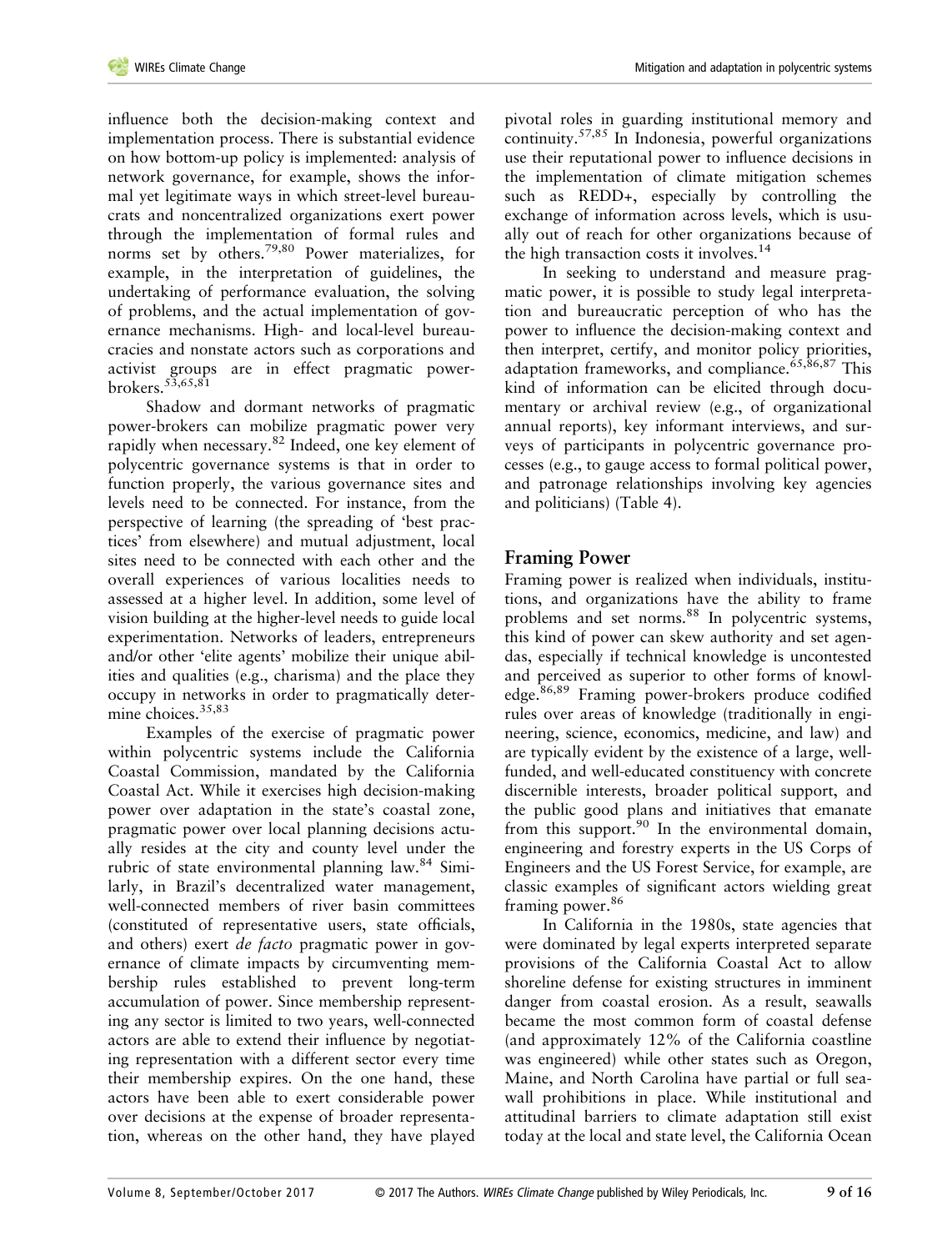influence both the decision-making context and implementation process. There is substantial evidence on how bottom-up policy is implemented: analysis of network governance, for example, shows the informal yet legitimate ways in which street-level bureaucrats and noncentralized organizations exert power through the implementation of formal rules and norms set by others.[79,80] Power materializes, for example, in the interpretation of guidelines, the undertaking of performance evaluation, the solving of problems, and the actual implementation of governance mechanisms. High- and local-level bureaucracies and nonstate actors such as corporations and activist groups are in effect pragmatic power-brokers.[53,65,81]

Shadow and dormant networks of pragmatic power-brokers can mobilize pragmatic power very rapidly when necessary.[82] Indeed, one key element of polycentric governance systems is that in order to function properly, the various governance sites and levels need to be connected. For instance, from the perspective of learning (the spreading of 'best practices' from elsewhere) and mutual adjustment, local sites need to be connected with each other and the overall experiences of various localities needs to assessed at a higher level. In addition, some level of vision building at the higher-level needs to guide local experimentation. Networks of leaders, entrepreneurs and/or other 'elite agents' mobilize their unique abilities and qualities (e.g., charisma) and the place they occupy in networks in order to pragmatically determine choices.[35,83]

Examples of the exercise of pragmatic power within polycentric systems include the California Coastal Commission, mandated by the California Coastal Act. While it exercises high decision-making power over adaptation in the state's coastal zone, pragmatic power over local planning decisions actually resides at the city and county level under the rubric of state environmental planning law.[84] Similarly, in Brazil's decentralized water management, well-connected members of river basin committees (constituted of representative users, state officials, and others) exert *de facto* pragmatic power in governance of climate impacts by circumventing membership rules established to prevent long-term accumulation of power. Since membership representing any sector is limited to two years, well-connected actors are able to extend their influence by negotiating representation with a different sector every time their membership expires. On the one hand, these actors have been able to exert considerable power over decisions at the expense of broader representation, whereas on the other hand, they have played pivotal roles in guarding institutional memory and continuity.[57,85] In Indonesia, powerful organizations use their reputational power to influence decisions in the implementation of climate mitigation schemes such as REDD+, especially by controlling the exchange of information across levels, which is usually out of reach for other organizations because of the high transaction costs it involves.[14]

In seeking to understand and measure pragmatic power, it is possible to study legal interpretation and bureaucratic perception of who has the power to influence the decision-making context and then interpret, certify, and monitor policy priorities, adaptation frameworks, and compliance.[65,86,87] This kind of information can be elicited through documentary or archival review (e.g., of organizational annual reports), key informant interviews, and surveys of participants in polycentric governance processes (e.g., to gauge access to formal political power, and patronage relationships involving key agencies and politicians) (Table 4).

## Framing Power

Framing power is realized when individuals, institutions, and organizations have the ability to frame problems and set norms.[88] In polycentric systems, this kind of power can skew authority and set agendas, especially if technical knowledge is uncontested and perceived as superior to other forms of knowledge.[86,89] Framing power-brokers produce codified rules over areas of knowledge (traditionally in engineering, science, economics, medicine, and law) and are typically evident by the existence of a large, well-funded, and well-educated constituency with concrete discernible interests, broader political support, and the public good plans and initiatives that emanate from this support.[90] In the environmental domain, engineering and forestry experts in the US Corps of Engineers and the US Forest Service, for example, are classic examples of significant actors wielding great framing power.[86]

In California in the 1980s, state agencies that were dominated by legal experts interpreted separate provisions of the California Coastal Act to allow shoreline defense for existing structures in imminent danger from coastal erosion. As a result, seawalls became the most common form of coastal defense (and approximately 12% of the California coastline was engineered) while other states such as Oregon, Maine, and North Carolina have partial or full seawall prohibitions in place. While institutional and attitudinal barriers to climate adaptation still exist today at the local and state level, the California Ocean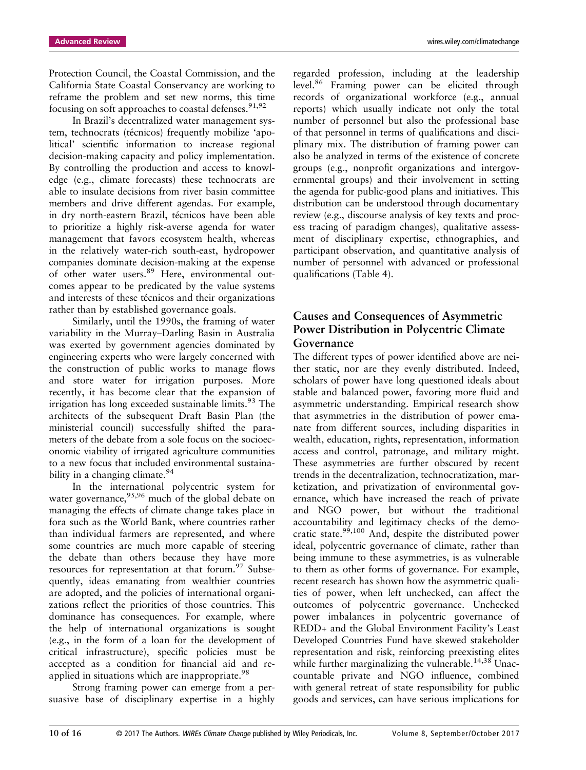Protection Council, the Coastal Commission, and the California State Coastal Conservancy are working to reframe the problem and set new norms, this time focusing on soft approaches to coastal defenses.[91,92]

In Brazil's decentralized water management system, technocrats (técnicos) frequently mobilize 'apolitical' scientific information to increase regional decision-making capacity and policy implementation. By controlling the production and access to knowledge (e.g., climate forecasts) these technocrats are able to insulate decisions from river basin committee members and drive different agendas. For example, in dry north-eastern Brazil, técnicos have been able to prioritize a highly risk-averse agenda for water management that favors ecosystem health, whereas in the relatively water-rich south-east, hydropower companies dominate decision-making at the expense of other water users.[89] Here, environmental outcomes appear to be predicated by the value systems and interests of these técnicos and their organizations rather than by established governance goals.

Similarly, until the 1990s, the framing of water variability in the Murray–Darling Basin in Australia was exerted by government agencies dominated by engineering experts who were largely concerned with the construction of public works to manage flows and store water for irrigation purposes. More recently, it has become clear that the expansion of irrigation has long exceeded sustainable limits.[93] The architects of the subsequent Draft Basin Plan (the ministerial council) successfully shifted the parameters of the debate from a sole focus on the socioeconomic viability of irrigated agriculture communities to a new focus that included environmental sustainability in a changing climate.[94]

In the international polycentric system for water governance,[95,96] much of the global debate on managing the effects of climate change takes place in fora such as the World Bank, where countries rather than individual farmers are represented, and where some countries are much more capable of steering the debate than others because they have more resources for representation at that forum.[97] Subsequently, ideas emanating from wealthier countries are adopted, and the policies of international organizations reflect the priorities of those countries. This dominance has consequences. For example, where the help of international organizations is sought (e.g., in the form of a loan for the development of critical infrastructure), specific policies must be accepted as a condition for financial aid and reapplied in situations which are inappropriate.[98]

Strong framing power can emerge from a persuasive base of disciplinary expertise in a highly regarded profession, including at the leadership level.[86] Framing power can be elicited through records of organizational workforce (e.g., annual reports) which usually indicate not only the total number of personnel but also the professional base of that personnel in terms of qualifications and disciplinary mix. The distribution of framing power can also be analyzed in terms of the existence of concrete groups (e.g., nonprofit organizations and intergovernmental groups) and their involvement in setting the agenda for public-good plans and initiatives. This distribution can be understood through documentary review (e.g., discourse analysis of key texts and process tracing of paradigm changes), qualitative assessment of disciplinary expertise, ethnographies, and participant observation, and quantitative analysis of number of personnel with advanced or professional qualifications (Table 4).

## Causes and Consequences of Asymmetric Power Distribution in Polycentric Climate Governance

The different types of power identified above are neither static, nor are they evenly distributed. Indeed, scholars of power have long questioned ideals about stable and balanced power, favoring more fluid and asymmetric understanding. Empirical research show that asymmetries in the distribution of power emanate from different sources, including disparities in wealth, education, rights, representation, information access and control, patronage, and military might. These asymmetries are further obscured by recent trends in the decentralization, technocratization, marketization, and privatization of environmental governance, which have increased the reach of private and NGO power, but without the traditional accountability and legitimacy checks of the democratic state.[99,100] And, despite the distributed power ideal, polycentric governance of climate, rather than being immune to these asymmetries, is as vulnerable to them as other forms of governance. For example, recent research has shown how the asymmetric qualities of power, when left unchecked, can affect the outcomes of polycentric governance. Unchecked power imbalances in polycentric governance of REDD+ and the Global Environment Facility's Least Developed Countries Fund have skewed stakeholder representation and risk, reinforcing preexisting elites while further marginalizing the vulnerable.[14,38] Unaccountable private and NGO influence, combined with general retreat of state responsibility for public goods and services, can have serious implications for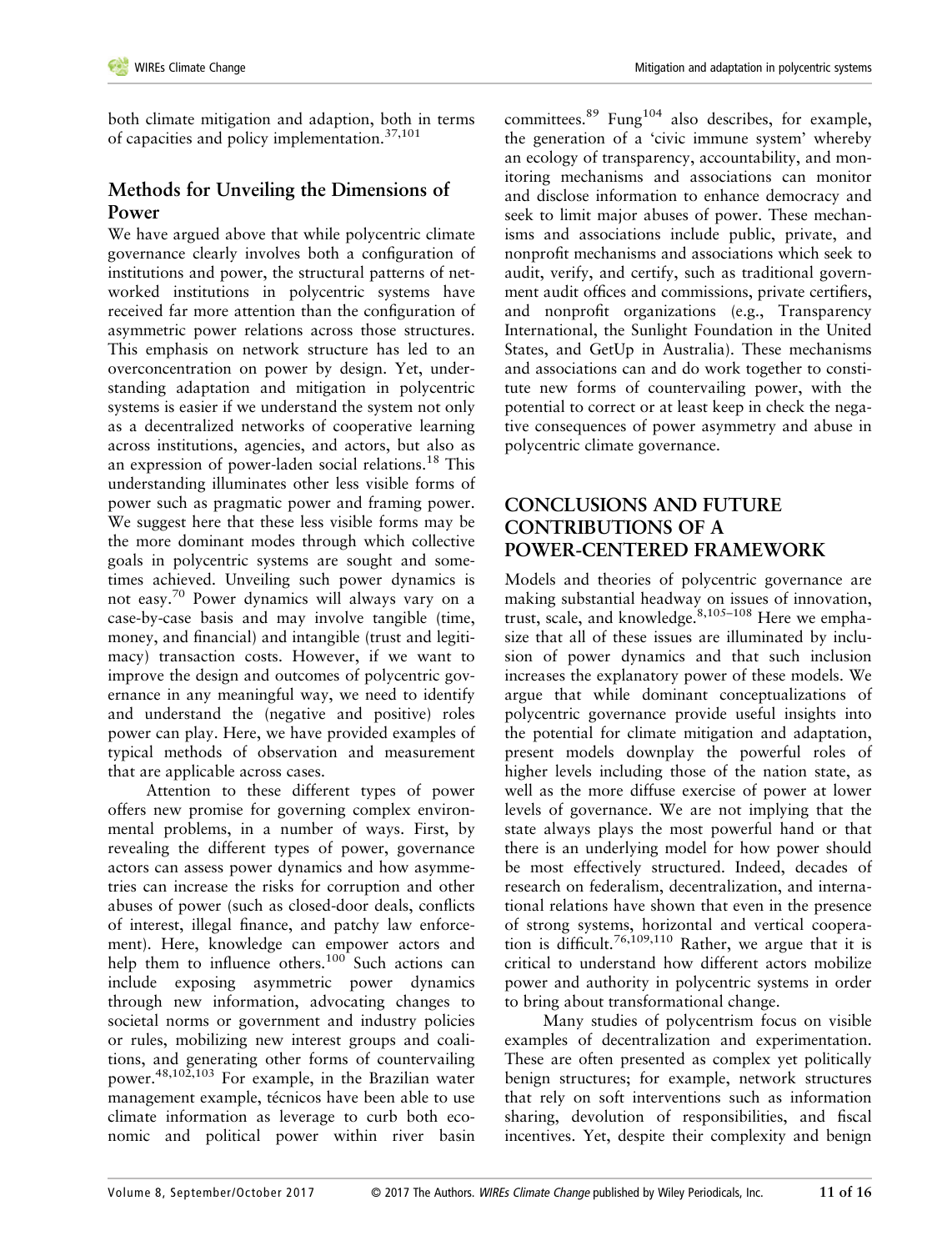both climate mitigation and adaption, both in terms of capacities and policy implementation.[37,101]

### Methods for Unveiling the Dimensions of Power

We have argued above that while polycentric climate governance clearly involves both a configuration of institutions and power, the structural patterns of networked institutions in polycentric systems have received far more attention than the configuration of asymmetric power relations across those structures. This emphasis on network structure has led to an overconcentration on power by design. Yet, understanding adaptation and mitigation in polycentric systems is easier if we understand the system not only as a decentralized networks of cooperative learning across institutions, agencies, and actors, but also as an expression of power-laden social relations.[18] This understanding illuminates other less visible forms of power such as pragmatic power and framing power. We suggest here that these less visible forms may be the more dominant modes through which collective goals in polycentric systems are sought and sometimes achieved. Unveiling such power dynamics is not easy.[70] Power dynamics will always vary on a case-by-case basis and may involve tangible (time, money, and financial) and intangible (trust and legitimacy) transaction costs. However, if we want to improve the design and outcomes of polycentric governance in any meaningful way, we need to identify and understand the (negative and positive) roles power can play. Here, we have provided examples of typical methods of observation and measurement that are applicable across cases.

Attention to these different types of power offers new promise for governing complex environmental problems, in a number of ways. First, by revealing the different types of power, governance actors can assess power dynamics and how asymmetries can increase the risks for corruption and other abuses of power (such as closed-door deals, conflicts of interest, illegal finance, and patchy law enforcement). Here, knowledge can empower actors and help them to influence others.[100] Such actions can include exposing asymmetric power dynamics through new information, advocating changes to societal norms or government and industry policies or rules, mobilizing new interest groups and coalitions, and generating other forms of countervailing power.[48,102,103] For example, in the Brazilian water management example, técnicos have been able to use climate information as leverage to curb both economic and political power within river basin committees.[89] Fung[104] also describes, for example, the generation of a 'civic immune system' whereby an ecology of transparency, accountability, and monitoring mechanisms and associations can monitor and disclose information to enhance democracy and seek to limit major abuses of power. These mechanisms and associations include public, private, and nonprofit mechanisms and associations which seek to audit, verify, and certify, such as traditional government audit offices and commissions, private certifiers, and nonprofit organizations (e.g., Transparency International, the Sunlight Foundation in the United States, and GetUp in Australia). These mechanisms and associations can and do work together to constitute new forms of countervailing power, with the potential to correct or at least keep in check the negative consequences of power asymmetry and abuse in polycentric climate governance.

## CONCLUSIONS AND FUTURE CONTRIBUTIONS OF A POWER-CENTERED FRAMEWORK

Models and theories of polycentric governance are making substantial headway on issues of innovation, trust, scale, and knowledge.[8,105–108] Here we emphasize that all of these issues are illuminated by inclusion of power dynamics and that such inclusion increases the explanatory power of these models. We argue that while dominant conceptualizations of polycentric governance provide useful insights into the potential for climate mitigation and adaptation, present models downplay the powerful roles of higher levels including those of the nation state, as well as the more diffuse exercise of power at lower levels of governance. We are not implying that the state always plays the most powerful hand or that there is an underlying model for how power should be most effectively structured. Indeed, decades of research on federalism, decentralization, and international relations have shown that even in the presence of strong systems, horizontal and vertical cooperation is difficult.[76,109,110] Rather, we argue that it is critical to understand how different actors mobilize power and authority in polycentric systems in order to bring about transformational change.

Many studies of polycentrism focus on visible examples of decentralization and experimentation. These are often presented as complex yet politically benign structures; for example, network structures that rely on soft interventions such as information sharing, devolution of responsibilities, and fiscal incentives. Yet, despite their complexity and benign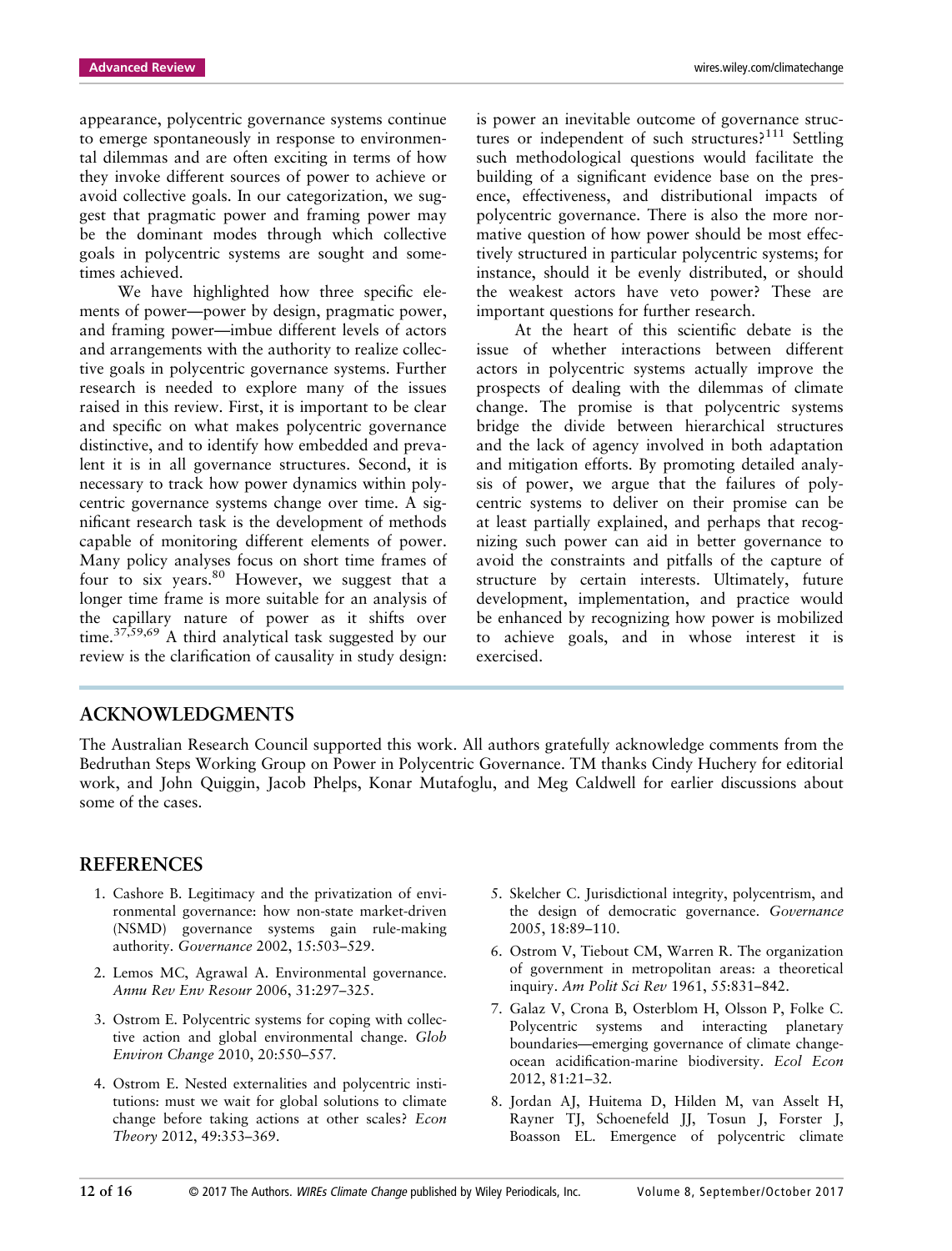appearance, polycentric governance systems continue to emerge spontaneously in response to environmental dilemmas and are often exciting in terms of how they invoke different sources of power to achieve or avoid collective goals. In our categorization, we suggest that pragmatic power and framing power may be the dominant modes through which collective goals in polycentric systems are sought and sometimes achieved.

We have highlighted how three specific elements of power—power by design, pragmatic power, and framing power—imbue different levels of actors and arrangements with the authority to realize collective goals in polycentric governance systems. Further research is needed to explore many of the issues raised in this review. First, it is important to be clear and specific on what makes polycentric governance distinctive, and to identify how embedded and prevalent it is in all governance structures. Second, it is necessary to track how power dynamics within polycentric governance systems change over time. A significant research task is the development of methods capable of monitoring different elements of power. Many policy analyses focus on short time frames of four to six years.[80] However, we suggest that a longer time frame is more suitable for an analysis of the capillary nature of power as it shifts over time.[37,59,69] A third analytical task suggested by our review is the clarification of causality in study design: is power an inevitable outcome of governance structures or independent of such structures?[111] Settling such methodological questions would facilitate the building of a significant evidence base on the presence, effectiveness, and distributional impacts of polycentric governance. There is also the more normative question of how power should be most effectively structured in particular polycentric systems; for instance, should it be evenly distributed, or should the weakest actors have veto power? These are important questions for further research.

At the heart of this scientific debate is the issue of whether interactions between different actors in polycentric systems actually improve the prospects of dealing with the dilemmas of climate change. The promise is that polycentric systems bridge the divide between hierarchical structures and the lack of agency involved in both adaptation and mitigation efforts. By promoting detailed analysis of power, we argue that the failures of polycentric systems to deliver on their promise can be at least partially explained, and perhaps that recognizing such power can aid in better governance to avoid the constraints and pitfalls of the capture of structure by certain interests. Ultimately, future development, implementation, and practice would be enhanced by recognizing how power is mobilized to achieve goals, and in whose interest it is exercised.

## ACKNOWLEDGMENTS

The Australian Research Council supported this work. All authors gratefully acknowledge comments from the Bedruthan Steps Working Group on Power in Polycentric Governance. TM thanks Cindy Huchery for editorial work, and John Quiggin, Jacob Phelps, Konar Mutafoglu, and Meg Caldwell for earlier discussions about some of the cases.

## REFERENCES

1. Cashore B. Legitimacy and the privatization of environmental governance: how non-state market-driven (NSMD) governance systems gain rule-making authority. *Governance* 2002, 15:503–529.
2. Lemos MC, Agrawal A. Environmental governance. *Annu Rev Env Resour* 2006, 31:297–325.
3. Ostrom E. Polycentric systems for coping with collective action and global environmental change. *Glob Environ Change* 2010, 20:550–557.
4. Ostrom E. Nested externalities and polycentric institutions: must we wait for global solutions to climate change before taking actions at other scales? *Econ Theory* 2012, 49:353–369.
5. Skelcher C. Jurisdictional integrity, polycentrism, and the design of democratic governance. *Governance* 2005, 18:89–110.
6. Ostrom V, Tiebout CM, Warren R. The organization of government in metropolitan areas: a theoretical inquiry. *Am Polit Sci Rev* 1961, 55:831–842.
7. Galaz V, Crona B, Osterblom H, Olsson P, Folke C. Polycentric systems and interacting planetary boundaries—emerging governance of climate change-ocean acidification-marine biodiversity. *Ecol Econ* 2012, 81:21–32.
8. Jordan AJ, Huitema D, Hilden M, van Asselt H, Rayner TJ, Schoenefeld JJ, Tosun J, Forster J, Boasson EL. Emergence of polycentric climate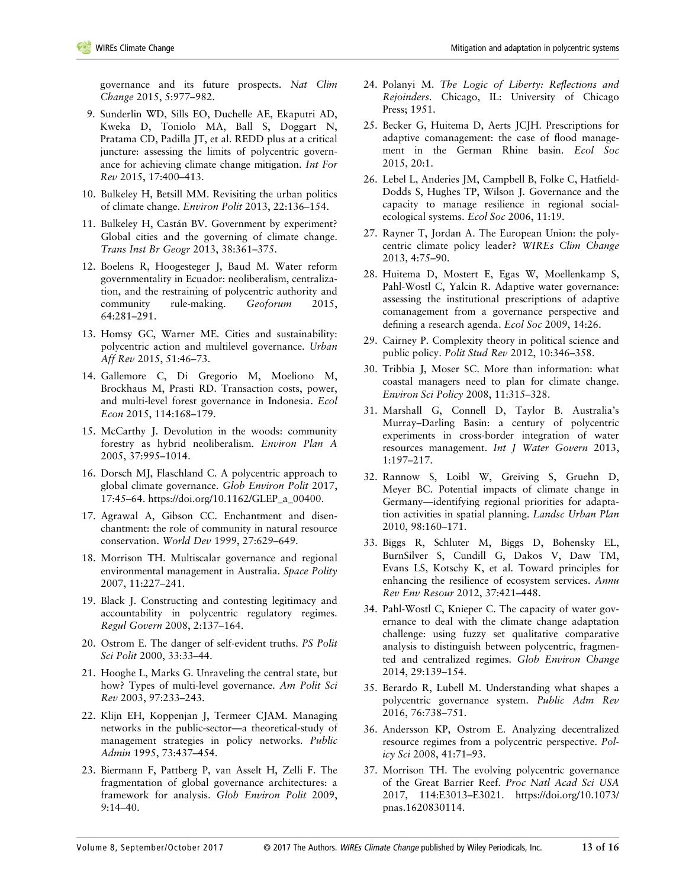governance and its future prospects. *Nat Clim Change* 2015, 5:977–982.

9. Sunderlin WD, Sills EO, Duchelle AE, Ekaputri AD, Kweka D, Toniolo MA, Ball S, Doggart N, Pratama CD, Padilla JT, et al. REDD plus at a critical juncture: assessing the limits of polycentric governance for achieving climate change mitigation. *Int For Rev* 2015, 17:400–413.
10. Bulkeley H, Betsill MM. Revisiting the urban politics of climate change. *Environ Polit* 2013, 22:136–154.
11. Bulkeley H, Castán BV. Government by experiment? Global cities and the governing of climate change. *Trans Inst Br Geogr* 2013, 38:361–375.
12. Boelens R, Hoogesteger J, Baud M. Water reform governmentality in Ecuador: neoliberalism, centralization, and the restraining of polycentric authority and community rule-making. *Geoforum* 2015, 64:281–291.
13. Homsy GC, Warner ME. Cities and sustainability: polycentric action and multilevel governance. *Urban Aff Rev* 2015, 51:46–73.
14. Gallemore C, Di Gregorio M, Moeliono M, Brockhaus M, Prasti RD. Transaction costs, power, and multi-level forest governance in Indonesia. *Ecol Econ* 2015, 114:168–179.
15. McCarthy J. Devolution in the woods: community forestry as hybrid neoliberalism. *Environ Plan A* 2005, 37:995–1014.
16. Dorsch MJ, Flaschland C. A polycentric approach to global climate governance. *Glob Environ Polit* 2017, 17:45–64. https://doi.org/10.1162/GLEP_a_00400.
17. Agrawal A, Gibson CC. Enchantment and disenchantment: the role of community in natural resource conservation. *World Dev* 1999, 27:629–649.
18. Morrison TH. Multiscalar governance and regional environmental management in Australia. *Space Polity* 2007, 11:227–241.
19. Black J. Constructing and contesting legitimacy and accountability in polycentric regulatory regimes. *Regul Govern* 2008, 2:137–164.
20. Ostrom E. The danger of self-evident truths. *PS Polit Sci Polit* 2000, 33:33–44.
21. Hooghe L, Marks G. Unraveling the central state, but how? Types of multi-level governance. *Am Polit Sci Rev* 2003, 97:233–243.
22. Klijn EH, Koppenjan J, Termeer CJAM. Managing networks in the public-sector—a theoretical-study of management strategies in policy networks. *Public Admin* 1995, 73:437–454.
23. Biermann F, Pattberg P, van Asselt H, Zelli F. The fragmentation of global governance architectures: a framework for analysis. *Glob Environ Polit* 2009, 9:14–40.
24. Polanyi M. *The Logic of Liberty: Reflections and Rejoinders*. Chicago, IL: University of Chicago Press; 1951.
25. Becker G, Huitema D, Aerts JCJH. Prescriptions for adaptive comanagement: the case of flood management in the German Rhine basin. *Ecol Soc* 2015, 20:1.
26. Lebel L, Anderies JM, Campbell B, Folke C, Hatfield-Dodds S, Hughes TP, Wilson J. Governance and the capacity to manage resilience in regional social-ecological systems. *Ecol Soc* 2006, 11:19.
27. Rayner T, Jordan A. The European Union: the polycentric climate policy leader? *WIREs Clim Change* 2013, 4:75–90.
28. Huitema D, Mostert E, Egas W, Moellenkamp S, Pahl-Wostl C, Yalcin R. Adaptive water governance: assessing the institutional prescriptions of adaptive comanagement from a governance perspective and defining a research agenda. *Ecol Soc* 2009, 14:26.
29. Cairney P. Complexity theory in political science and public policy. *Polit Stud Rev* 2012, 10:346–358.
30. Tribbia J, Moser SC. More than information: what coastal managers need to plan for climate change. *Environ Sci Policy* 2008, 11:315–328.
31. Marshall G, Connell D, Taylor B. Australia's Murray–Darling Basin: a century of polycentric experiments in cross-border integration of water resources management. *Int J Water Govern* 2013, 1:197–217.
32. Rannow S, Loibl W, Greiving S, Gruehn D, Meyer BC. Potential impacts of climate change in Germany—identifying regional priorities for adaptation activities in spatial planning. *Landsc Urban Plan* 2010, 98:160–171.
33. Biggs R, Schluter M, Biggs D, Bohensky EL, BurnSilver S, Cundill G, Dakos V, Daw TM, Evans LS, Kotschy K, et al. Toward principles for enhancing the resilience of ecosystem services. *Annu Rev Env Resour* 2012, 37:421–448.
34. Pahl-Wostl C, Knieper C. The capacity of water governance to deal with the climate change adaptation challenge: using fuzzy set qualitative comparative analysis to distinguish between polycentric, fragmented and centralized regimes. *Glob Environ Change* 2014, 29:139–154.
35. Berardo R, Lubell M. Understanding what shapes a polycentric governance system. *Public Adm Rev* 2016, 76:738–751.
36. Andersson KP, Ostrom E. Analyzing decentralized resource regimes from a polycentric perspective. *Policy Sci* 2008, 41:71–93.
37. Morrison TH. The evolving polycentric governance of the Great Barrier Reef. *Proc Natl Acad Sci USA* 2017, 114:E3013–E3021. https://doi.org/10.1073/pnas.1620830114.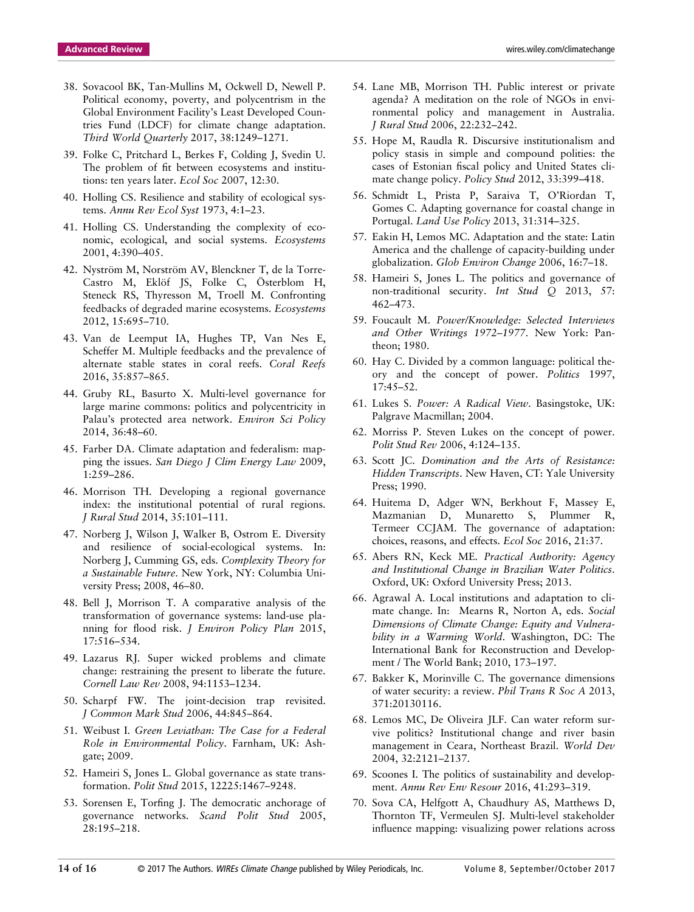38. Sovacool BK, Tan-Mullins M, Ockwell D, Newell P. Political economy, poverty, and polycentrism in the Global Environment Facility's Least Developed Countries Fund (LDCF) for climate change adaptation. *Third World Quarterly* 2017, 38:1249–1271.
39. Folke C, Pritchard L, Berkes F, Colding J, Svedin U. The problem of fit between ecosystems and institutions: ten years later. *Ecol Soc* 2007, 12:30.
40. Holling CS. Resilience and stability of ecological systems. *Annu Rev Ecol Syst* 1973, 4:1–23.
41. Holling CS. Understanding the complexity of economic, ecological, and social systems. *Ecosystems* 2001, 4:390–405.
42. Nyström M, Norström AV, Blenckner T, de la Torre-Castro M, Eklöf JS, Folke C, Österblom H, Steneck RS, Thyresson M, Troell M. Confronting feedbacks of degraded marine ecosystems. *Ecosystems* 2012, 15:695–710.
43. Van de Leemput IA, Hughes TP, Van Nes E, Scheffer M. Multiple feedbacks and the prevalence of alternate stable states in coral reefs. *Coral Reefs* 2016, 35:857–865.
44. Gruby RL, Basurto X. Multi-level governance for large marine commons: politics and polycentricity in Palau's protected area network. *Environ Sci Policy* 2014, 36:48–60.
45. Farber DA. Climate adaptation and federalism: mapping the issues. *San Diego J Clim Energy Law* 2009, 1:259–286.
46. Morrison TH. Developing a regional governance index: the institutional potential of rural regions. *J Rural Stud* 2014, 35:101–111.
47. Norberg J, Wilson J, Walker B, Ostrom E. Diversity and resilience of social-ecological systems. In: Norberg J, Cumming GS, eds. *Complexity Theory for a Sustainable Future*. New York, NY: Columbia University Press; 2008, 46–80.
48. Bell J, Morrison T. A comparative analysis of the transformation of governance systems: land-use planning for flood risk. *J Environ Policy Plan* 2015, 17:516–534.
49. Lazarus RJ. Super wicked problems and climate change: restraining the present to liberate the future. *Cornell Law Rev* 2008, 94:1153–1234.
50. Scharpf FW. The joint-decision trap revisited. *J Common Mark Stud* 2006, 44:845–864.
51. Weibust I. *Green Leviathan: The Case for a Federal Role in Environmental Policy*. Farnham, UK: Ashgate; 2009.
52. Hameiri S, Jones L. Global governance as state transformation. *Polit Stud* 2015, 12225:1467–9248.
53. Sorensen E, Torfing J. The democratic anchorage of governance networks. *Scand Polit Stud* 2005, 28:195–218.
54. Lane MB, Morrison TH. Public interest or private agenda? A meditation on the role of NGOs in environmental policy and management in Australia. *J Rural Stud* 2006, 22:232–242.
55. Hope M, Raudla R. Discursive institutionalism and policy stasis in simple and compound polities: the cases of Estonian fiscal policy and United States climate change policy. *Policy Stud* 2012, 33:399–418.
56. Schmidt L, Prista P, Saraiva T, O'Riordan T, Gomes C. Adapting governance for coastal change in Portugal. *Land Use Policy* 2013, 31:314–325.
57. Eakin H, Lemos MC. Adaptation and the state: Latin America and the challenge of capacity-building under globalization. *Glob Environ Change* 2006, 16:7–18.
58. Hameiri S, Jones L. The politics and governance of non-traditional security. *Int Stud Q* 2013, 57: 462–473.
59. Foucault M. *Power/Knowledge: Selected Interviews and Other Writings 1972–1977*. New York: Pantheon; 1980.
60. Hay C. Divided by a common language: political theory and the concept of power. *Politics* 1997, 17:45–52.
61. Lukes S. *Power: A Radical View*. Basingstoke, UK: Palgrave Macmillan; 2004.
62. Morriss P. Steven Lukes on the concept of power. *Polit Stud Rev* 2006, 4:124–135.
63. Scott JC. *Domination and the Arts of Resistance: Hidden Transcripts*. New Haven, CT: Yale University Press; 1990.
64. Huitema D, Adger WN, Berkhout F, Massey E, Mazmanian D, Munaretto S, Plummer R, Termeer CCJAM. The governance of adaptation: choices, reasons, and effects. *Ecol Soc* 2016, 21:37.
65. Abers RN, Keck ME. *Practical Authority: Agency and Institutional Change in Brazilian Water Politics*. Oxford, UK: Oxford University Press; 2013.
66. Agrawal A. Local institutions and adaptation to climate change. In: Mearns R, Norton A, eds. *Social Dimensions of Climate Change: Equity and Vulnerability in a Warming World*. Washington, DC: The International Bank for Reconstruction and Development / The World Bank; 2010, 173–197.
67. Bakker K, Morinville C. The governance dimensions of water security: a review. *Phil Trans R Soc A* 2013, 371:20130116.
68. Lemos MC, De Oliveira JLF. Can water reform survive politics? Institutional change and river basin management in Ceara, Northeast Brazil. *World Dev* 2004, 32:2121–2137.
69. Scoones I. The politics of sustainability and development. *Annu Rev Env Resour* 2016, 41:293–319.
70. Sova CA, Helfgott A, Chaudhury AS, Matthews D, Thornton TF, Vermeulen SJ. Multi-level stakeholder influence mapping: visualizing power relations across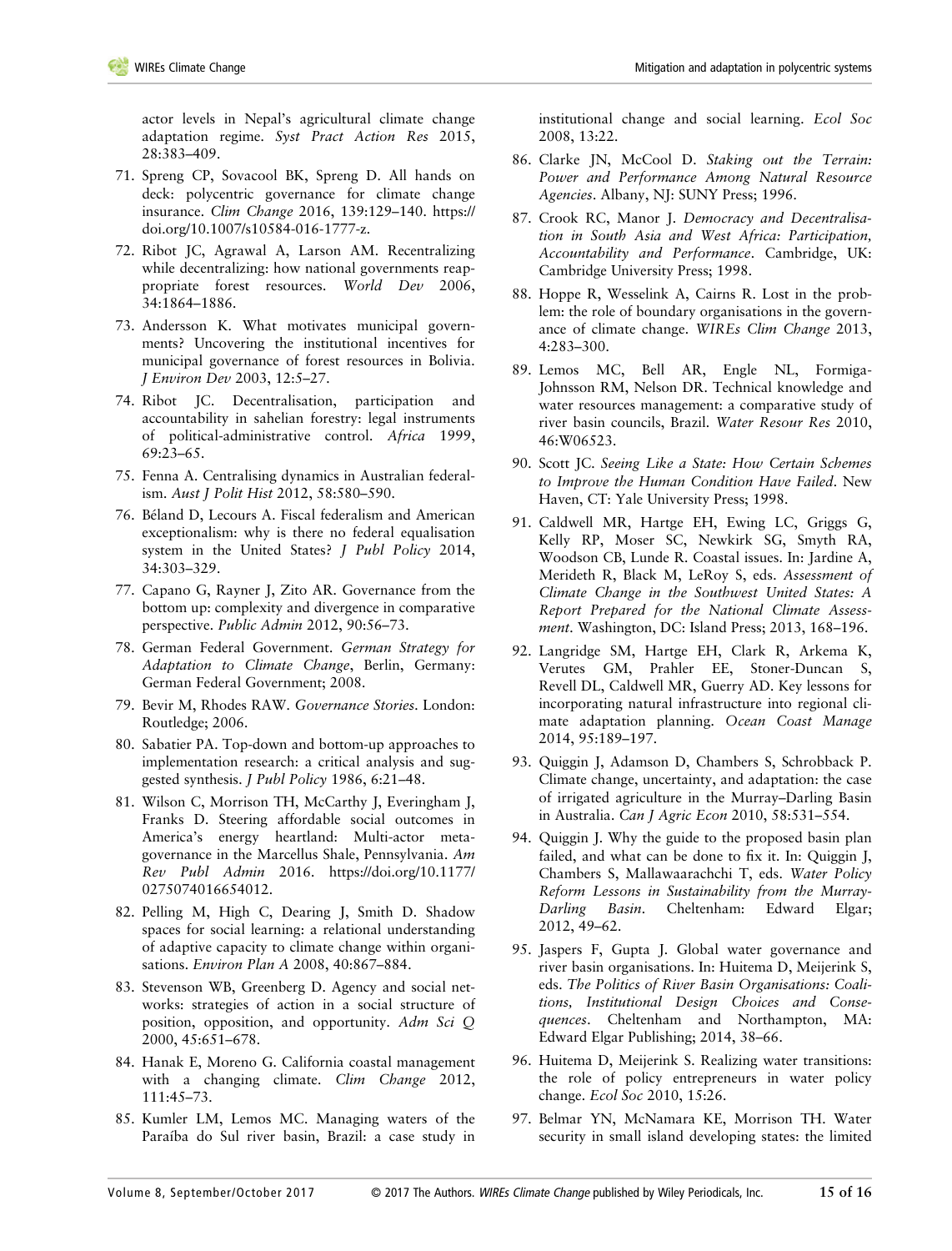actor levels in Nepal's agricultural climate change adaptation regime. *Syst Pract Action Res* 2015, 28:383–409.

71. Spreng CP, Sovacool BK, Spreng D. All hands on deck: polycentric governance for climate change insurance. *Clim Change* 2016, 139:129–140. https://doi.org/10.1007/s10584-016-1777-z.
72. Ribot JC, Agrawal A, Larson AM. Recentralizing while decentralizing: how national governments reappropriate forest resources. *World Dev* 2006, 34:1864–1886.
73. Andersson K. What motivates municipal governments? Uncovering the institutional incentives for municipal governance of forest resources in Bolivia. *J Environ Dev* 2003, 12:5–27.
74. Ribot JC. Decentralisation, participation and accountability in sahelian forestry: legal instruments of political-administrative control. *Africa* 1999, 69:23–65.
75. Fenna A. Centralising dynamics in Australian federalism. *Aust J Polit Hist* 2012, 58:580–590.
76. Béland D, Lecours A. Fiscal federalism and American exceptionalism: why is there no federal equalisation system in the United States? *J Publ Policy* 2014, 34:303–329.
77. Capano G, Rayner J, Zito AR. Governance from the bottom up: complexity and divergence in comparative perspective. *Public Admin* 2012, 90:56–73.
78. German Federal Government. *German Strategy for Adaptation to Climate Change*, Berlin, Germany: German Federal Government; 2008.
79. Bevir M, Rhodes RAW. *Governance Stories*. London: Routledge; 2006.
80. Sabatier PA. Top-down and bottom-up approaches to implementation research: a critical analysis and suggested synthesis. *J Publ Policy* 1986, 6:21–48.
81. Wilson C, Morrison TH, McCarthy J, Everingham J, Franks D. Steering affordable social outcomes in America's energy heartland: Multi-actor meta-governance in the Marcellus Shale, Pennsylvania. *Am Rev Publ Admin* 2016. https://doi.org/10.1177/0275074016654012.
82. Pelling M, High C, Dearing J, Smith D. Shadow spaces for social learning: a relational understanding of adaptive capacity to climate change within organisations. *Environ Plan A* 2008, 40:867–884.
83. Stevenson WB, Greenberg D. Agency and social networks: strategies of action in a social structure of position, opposition, and opportunity. *Adm Sci Q* 2000, 45:651–678.
84. Hanak E, Moreno G. California coastal management with a changing climate. *Clim Change* 2012, 111:45–73.
85. Kumler LM, Lemos MC. Managing waters of the Paraíba do Sul river basin, Brazil: a case study in institutional change and social learning. *Ecol Soc* 2008, 13:22.
86. Clarke JN, McCool D. *Staking out the Terrain: Power and Performance Among Natural Resource Agencies*. Albany, NJ: SUNY Press; 1996.
87. Crook RC, Manor J. *Democracy and Decentralisation in South Asia and West Africa: Participation, Accountability and Performance*. Cambridge, UK: Cambridge University Press; 1998.
88. Hoppe R, Wesselink A, Cairns R. Lost in the problem: the role of boundary organisations in the governance of climate change. *WIREs Clim Change* 2013, 4:283–300.
89. Lemos MC, Bell AR, Engle NL, Formiga-Johnsson RM, Nelson DR. Technical knowledge and water resources management: a comparative study of river basin councils, Brazil. *Water Resour Res* 2010, 46:W06523.
90. Scott JC. *Seeing Like a State: How Certain Schemes to Improve the Human Condition Have Failed*. New Haven, CT: Yale University Press; 1998.
91. Caldwell MR, Hartge EH, Ewing LC, Griggs G, Kelly RP, Moser SC, Newkirk SG, Smyth RA, Woodson CB, Lunde R. Coastal issues. In: Jardine A, Merideth R, Black M, LeRoy S, eds. *Assessment of Climate Change in the Southwest United States: A Report Prepared for the National Climate Assessment*. Washington, DC: Island Press; 2013, 168–196.
92. Langridge SM, Hartge EH, Clark R, Arkema K, Verutes GM, Prahler EE, Stoner-Duncan S, Revell DL, Caldwell MR, Guerry AD. Key lessons for incorporating natural infrastructure into regional climate adaptation planning. *Ocean Coast Manage* 2014, 95:189–197.
93. Quiggin J, Adamson D, Chambers S, Schrobback P. Climate change, uncertainty, and adaptation: the case of irrigated agriculture in the Murray–Darling Basin in Australia. *Can J Agric Econ* 2010, 58:531–554.
94. Quiggin J. Why the guide to the proposed basin plan failed, and what can be done to fix it. In: Quiggin J, Chambers S, Mallawaarachchi T, eds. *Water Policy Reform Lessons in Sustainability from the Murray-Darling Basin*. Cheltenham: Edward Elgar; 2012, 49–62.
95. Jaspers F, Gupta J. Global water governance and river basin organisations. In: Huitema D, Meijerink S, eds. *The Politics of River Basin Organisations: Coalitions, Institutional Design Choices and Consequences*. Cheltenham and Northampton, MA: Edward Elgar Publishing; 2014, 38–66.
96. Huitema D, Meijerink S. Realizing water transitions: the role of policy entrepreneurs in water policy change. *Ecol Soc* 2010, 15:26.
97. Belmar YN, McNamara KE, Morrison TH. Water security in small island developing states: the limited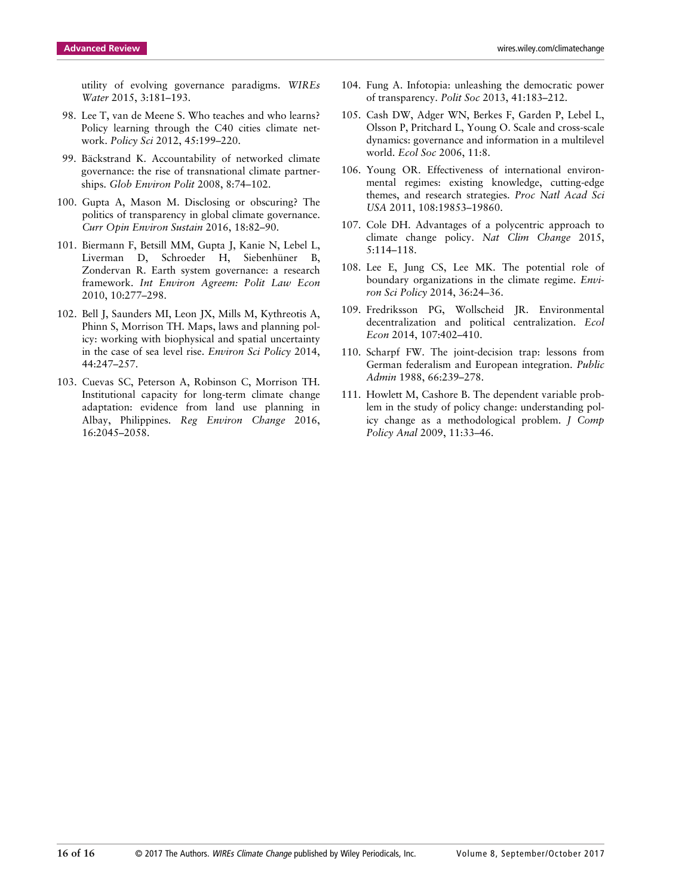utility of evolving governance paradigms. *WIREs Water* 2015, 3:181–193.

98. Lee T, van de Meene S. Who teaches and who learns? Policy learning through the C40 cities climate network. *Policy Sci* 2012, 45:199–220.

99. Bäckstrand K. Accountability of networked climate governance: the rise of transnational climate partnerships. *Glob Environ Polit* 2008, 8:74–102.

100. Gupta A, Mason M. Disclosing or obscuring? The politics of transparency in global climate governance. *Curr Opin Environ Sustain* 2016, 18:82–90.

101. Biermann F, Betsill MM, Gupta J, Kanie N, Lebel L, Liverman D, Schroeder H, Siebenhüner B, Zondervan R. Earth system governance: a research framework. *Int Environ Agreem: Polit Law Econ* 2010, 10:277–298.

102. Bell J, Saunders MI, Leon JX, Mills M, Kythreotis A, Phinn S, Morrison TH. Maps, laws and planning policy: working with biophysical and spatial uncertainty in the case of sea level rise. *Environ Sci Policy* 2014, 44:247–257.

103. Cuevas SC, Peterson A, Robinson C, Morrison TH. Institutional capacity for long-term climate change adaptation: evidence from land use planning in Albay, Philippines. *Reg Environ Change* 2016, 16:2045–2058.

104. Fung A. Infotopia: unleashing the democratic power of transparency. *Polit Soc* 2013, 41:183–212.

105. Cash DW, Adger WN, Berkes F, Garden P, Lebel L, Olsson P, Pritchard L, Young O. Scale and cross-scale dynamics: governance and information in a multilevel world. *Ecol Soc* 2006, 11:8.

106. Young OR. Effectiveness of international environmental regimes: existing knowledge, cutting-edge themes, and research strategies. *Proc Natl Acad Sci USA* 2011, 108:19853–19860.

107. Cole DH. Advantages of a polycentric approach to climate change policy. *Nat Clim Change* 2015, 5:114–118.

108. Lee E, Jung CS, Lee MK. The potential role of boundary organizations in the climate regime. *Environ Sci Policy* 2014, 36:24–36.

109. Fredriksson PG, Wollscheid JR. Environmental decentralization and political centralization. *Ecol Econ* 2014, 107:402–410.

110. Scharpf FW. The joint-decision trap: lessons from German federalism and European integration. *Public Admin* 1988, 66:239–278.

111. Howlett M, Cashore B. The dependent variable problem in the study of policy change: understanding policy change as a methodological problem. *J Comp Policy Anal* 2009, 11:33–46.